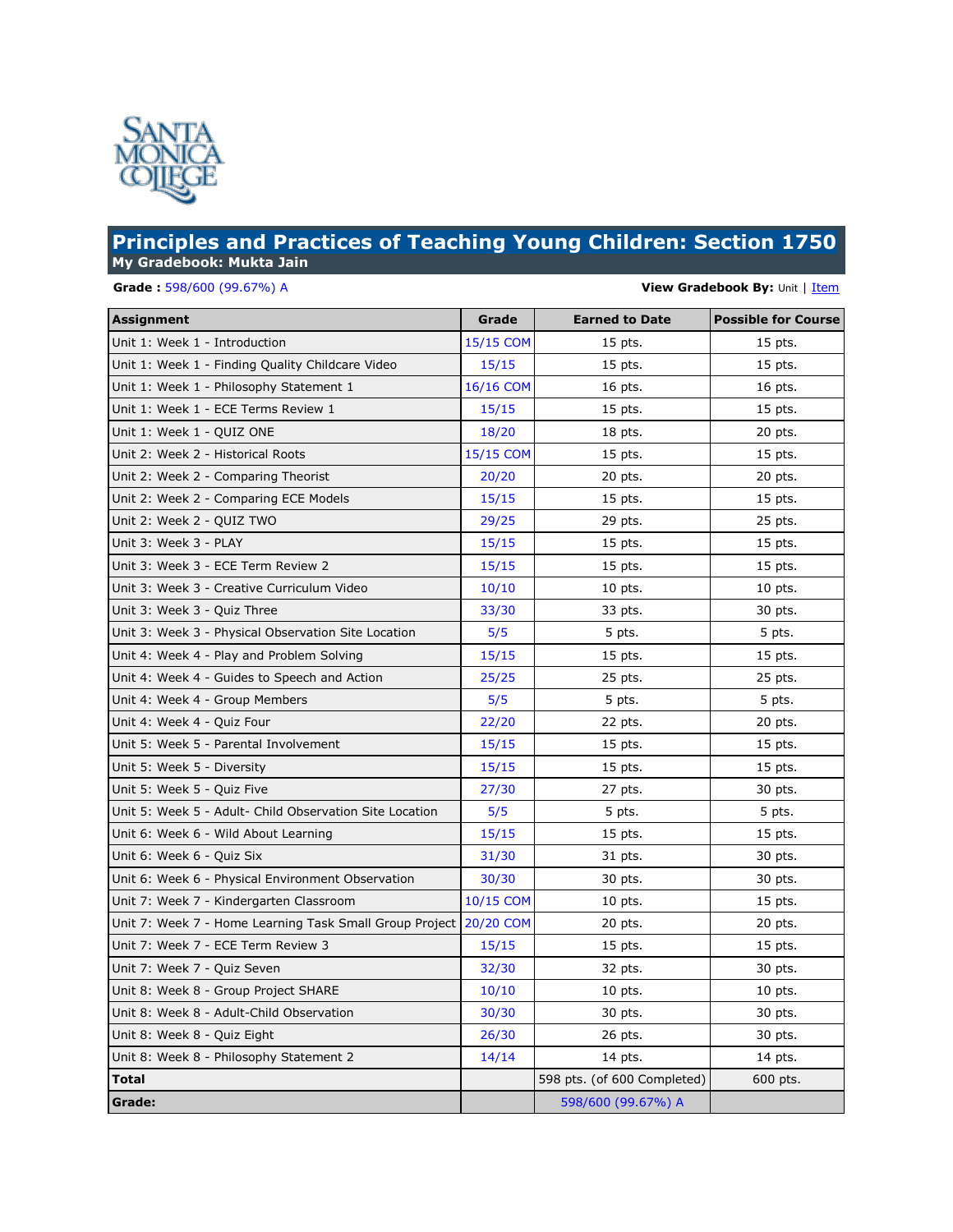# Principles and Practices of Teaching Young Children: Section 1750

**My Gradebook: Mukta Jain**

**Grade :** 598/600 (99.67%) A

**View Gradebook By:** Unit | Item

| Assignment | Grade | Earned to Date | Possible for Course |
|---|---|---|---|
| Unit 1: Week 1 - Introduction | 15/15 COM | 15 pts. | 15 pts. |
| Unit 1: Week 1 - Finding Quality Childcare Video | 15/15 | 15 pts. | 15 pts. |
| Unit 1: Week 1 - Philosophy Statement 1 | 16/16 COM | 16 pts. | 16 pts. |
| Unit 1: Week 1 - ECE Terms Review 1 | 15/15 | 15 pts. | 15 pts. |
| Unit 1: Week 1 - QUIZ ONE | 18/20 | 18 pts. | 20 pts. |
| Unit 2: Week 2 - Historical Roots | 15/15 COM | 15 pts. | 15 pts. |
| Unit 2: Week 2 - Comparing Theorist | 20/20 | 20 pts. | 20 pts. |
| Unit 2: Week 2 - Comparing ECE Models | 15/15 | 15 pts. | 15 pts. |
| Unit 2: Week 2 - QUIZ TWO | 29/25 | 29 pts. | 25 pts. |
| Unit 3: Week 3 - PLAY | 15/15 | 15 pts. | 15 pts. |
| Unit 3: Week 3 - ECE Term Review 2 | 15/15 | 15 pts. | 15 pts. |
| Unit 3: Week 3 - Creative Curriculum Video | 10/10 | 10 pts. | 10 pts. |
| Unit 3: Week 3 - Quiz Three | 33/30 | 33 pts. | 30 pts. |
| Unit 3: Week 3 - Physical Observation Site Location | 5/5 | 5 pts. | 5 pts. |
| Unit 4: Week 4 - Play and Problem Solving | 15/15 | 15 pts. | 15 pts. |
| Unit 4: Week 4 - Guides to Speech and Action | 25/25 | 25 pts. | 25 pts. |
| Unit 4: Week 4 - Group Members | 5/5 | 5 pts. | 5 pts. |
| Unit 4: Week 4 - Quiz Four | 22/20 | 22 pts. | 20 pts. |
| Unit 5: Week 5 - Parental Involvement | 15/15 | 15 pts. | 15 pts. |
| Unit 5: Week 5 - Diversity | 15/15 | 15 pts. | 15 pts. |
| Unit 5: Week 5 - Quiz Five | 27/30 | 27 pts. | 30 pts. |
| Unit 5: Week 5 - Adult- Child Observation Site Location | 5/5 | 5 pts. | 5 pts. |
| Unit 6: Week 6 - Wild About Learning | 15/15 | 15 pts. | 15 pts. |
| Unit 6: Week 6 - Quiz Six | 31/30 | 31 pts. | 30 pts. |
| Unit 6: Week 6 - Physical Environment Observation | 30/30 | 30 pts. | 30 pts. |
| Unit 7: Week 7 - Kindergarten Classroom | 10/15 COM | 10 pts. | 15 pts. |
| Unit 7: Week 7 - Home Learning Task Small Group Project | 20/20 COM | 20 pts. | 20 pts. |
| Unit 7: Week 7 - ECE Term Review 3 | 15/15 | 15 pts. | 15 pts. |
| Unit 7: Week 7 - Quiz Seven | 32/30 | 32 pts. | 30 pts. |
| Unit 8: Week 8 - Group Project SHARE | 10/10 | 10 pts. | 10 pts. |
| Unit 8: Week 8 - Adult-Child Observation | 30/30 | 30 pts. | 30 pts. |
| Unit 8: Week 8 - Quiz Eight | 26/30 | 26 pts. | 30 pts. |
| Unit 8: Week 8 - Philosophy Statement 2 | 14/14 | 14 pts. | 14 pts. |
| **Total** | | 598 pts. (of 600 Completed) | 600 pts. |
| **Grade:** | | 598/600 (99.67%) A | |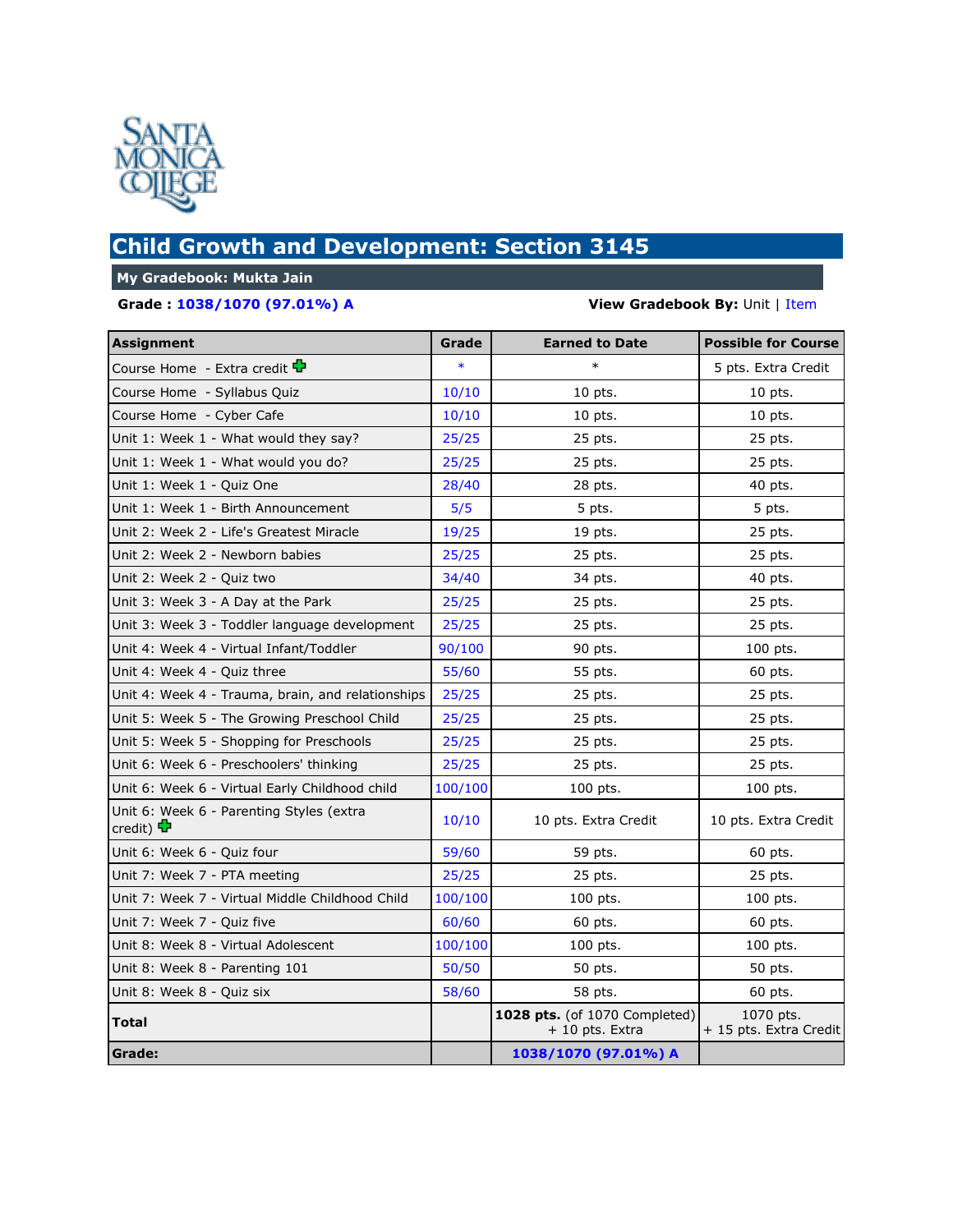SANTA MONICA COLLEGE

# Child Growth and Development: Section 3145

## My Gradebook: Mukta Jain

**Grade : 1038/1070 (97.01%) A**

**View Gradebook By:** Unit | Item

| Assignment | Grade | Earned to Date | Possible for Course |
|---|---|---|---|
| Course Home - Extra credit ✚ | * | * | 5 pts. Extra Credit |
| Course Home - Syllabus Quiz | 10/10 | 10 pts. | 10 pts. |
| Course Home - Cyber Cafe | 10/10 | 10 pts. | 10 pts. |
| Unit 1: Week 1 - What would they say? | 25/25 | 25 pts. | 25 pts. |
| Unit 1: Week 1 - What would you do? | 25/25 | 25 pts. | 25 pts. |
| Unit 1: Week 1 - Quiz One | 28/40 | 28 pts. | 40 pts. |
| Unit 1: Week 1 - Birth Announcement | 5/5 | 5 pts. | 5 pts. |
| Unit 2: Week 2 - Life's Greatest Miracle | 19/25 | 19 pts. | 25 pts. |
| Unit 2: Week 2 - Newborn babies | 25/25 | 25 pts. | 25 pts. |
| Unit 2: Week 2 - Quiz two | 34/40 | 34 pts. | 40 pts. |
| Unit 3: Week 3 - A Day at the Park | 25/25 | 25 pts. | 25 pts. |
| Unit 3: Week 3 - Toddler language development | 25/25 | 25 pts. | 25 pts. |
| Unit 4: Week 4 - Virtual Infant/Toddler | 90/100 | 90 pts. | 100 pts. |
| Unit 4: Week 4 - Quiz three | 55/60 | 55 pts. | 60 pts. |
| Unit 4: Week 4 - Trauma, brain, and relationships | 25/25 | 25 pts. | 25 pts. |
| Unit 5: Week 5 - The Growing Preschool Child | 25/25 | 25 pts. | 25 pts. |
| Unit 5: Week 5 - Shopping for Preschools | 25/25 | 25 pts. | 25 pts. |
| Unit 6: Week 6 - Preschoolers' thinking | 25/25 | 25 pts. | 25 pts. |
| Unit 6: Week 6 - Virtual Early Childhood child | 100/100 | 100 pts. | 100 pts. |
| Unit 6: Week 6 - Parenting Styles (extra credit) ✚ | 10/10 | 10 pts. Extra Credit | 10 pts. Extra Credit |
| Unit 6: Week 6 - Quiz four | 59/60 | 59 pts. | 60 pts. |
| Unit 7: Week 7 - PTA meeting | 25/25 | 25 pts. | 25 pts. |
| Unit 7: Week 7 - Virtual Middle Childhood Child | 100/100 | 100 pts. | 100 pts. |
| Unit 7: Week 7 - Quiz five | 60/60 | 60 pts. | 60 pts. |
| Unit 8: Week 8 - Virtual Adolescent | 100/100 | 100 pts. | 100 pts. |
| Unit 8: Week 8 - Parenting 101 | 50/50 | 50 pts. | 50 pts. |
| Unit 8: Week 8 - Quiz six | 58/60 | 58 pts. | 60 pts. |
| **Total** | | **1028 pts.** (of 1070 Completed) + 10 pts. Extra | 1070 pts. + 15 pts. Extra Credit |
| **Grade:** | | **1038/1070 (97.01%) A** | |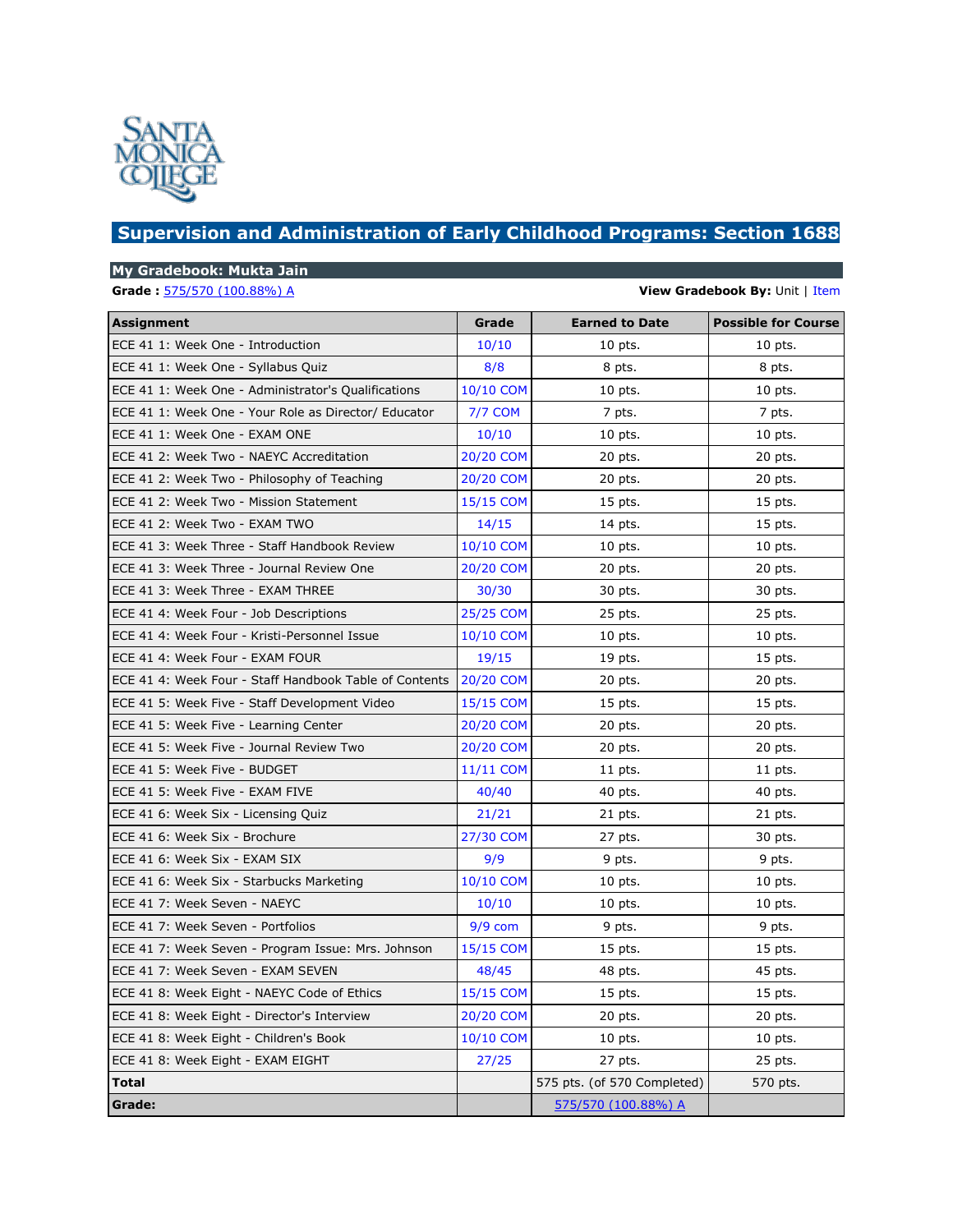# Supervision and Administration of Early Childhood Programs: Section 1688

## My Gradebook: Mukta Jain

**Grade :** 575/570 (100.88%) A

**View Gradebook By:** Unit | Item

| Assignment | Grade | Earned to Date | Possible for Course |
|---|---|---|---|
| ECE 41 1: Week One - Introduction | 10/10 | 10 pts. | 10 pts. |
| ECE 41 1: Week One - Syllabus Quiz | 8/8 | 8 pts. | 8 pts. |
| ECE 41 1: Week One - Administrator's Qualifications | 10/10 COM | 10 pts. | 10 pts. |
| ECE 41 1: Week One - Your Role as Director/ Educator | 7/7 COM | 7 pts. | 7 pts. |
| ECE 41 1: Week One - EXAM ONE | 10/10 | 10 pts. | 10 pts. |
| ECE 41 2: Week Two - NAEYC Accreditation | 20/20 COM | 20 pts. | 20 pts. |
| ECE 41 2: Week Two - Philosophy of Teaching | 20/20 COM | 20 pts. | 20 pts. |
| ECE 41 2: Week Two - Mission Statement | 15/15 COM | 15 pts. | 15 pts. |
| ECE 41 2: Week Two - EXAM TWO | 14/15 | 14 pts. | 15 pts. |
| ECE 41 3: Week Three - Staff Handbook Review | 10/10 COM | 10 pts. | 10 pts. |
| ECE 41 3: Week Three - Journal Review One | 20/20 COM | 20 pts. | 20 pts. |
| ECE 41 3: Week Three - EXAM THREE | 30/30 | 30 pts. | 30 pts. |
| ECE 41 4: Week Four - Job Descriptions | 25/25 COM | 25 pts. | 25 pts. |
| ECE 41 4: Week Four - Kristi-Personnel Issue | 10/10 COM | 10 pts. | 10 pts. |
| ECE 41 4: Week Four - EXAM FOUR | 19/15 | 19 pts. | 15 pts. |
| ECE 41 4: Week Four - Staff Handbook Table of Contents | 20/20 COM | 20 pts. | 20 pts. |
| ECE 41 5: Week Five - Staff Development Video | 15/15 COM | 15 pts. | 15 pts. |
| ECE 41 5: Week Five - Learning Center | 20/20 COM | 20 pts. | 20 pts. |
| ECE 41 5: Week Five - Journal Review Two | 20/20 COM | 20 pts. | 20 pts. |
| ECE 41 5: Week Five - BUDGET | 11/11 COM | 11 pts. | 11 pts. |
| ECE 41 5: Week Five - EXAM FIVE | 40/40 | 40 pts. | 40 pts. |
| ECE 41 6: Week Six - Licensing Quiz | 21/21 | 21 pts. | 21 pts. |
| ECE 41 6: Week Six - Brochure | 27/30 COM | 27 pts. | 30 pts. |
| ECE 41 6: Week Six - EXAM SIX | 9/9 | 9 pts. | 9 pts. |
| ECE 41 6: Week Six - Starbucks Marketing | 10/10 COM | 10 pts. | 10 pts. |
| ECE 41 7: Week Seven - NAEYC | 10/10 | 10 pts. | 10 pts. |
| ECE 41 7: Week Seven - Portfolios | 9/9 com | 9 pts. | 9 pts. |
| ECE 41 7: Week Seven - Program Issue: Mrs. Johnson | 15/15 COM | 15 pts. | 15 pts. |
| ECE 41 7: Week Seven - EXAM SEVEN | 48/45 | 48 pts. | 45 pts. |
| ECE 41 8: Week Eight - NAEYC Code of Ethics | 15/15 COM | 15 pts. | 15 pts. |
| ECE 41 8: Week Eight - Director's Interview | 20/20 COM | 20 pts. | 20 pts. |
| ECE 41 8: Week Eight - Children's Book | 10/10 COM | 10 pts. | 10 pts. |
| ECE 41 8: Week Eight - EXAM EIGHT | 27/25 | 27 pts. | 25 pts. |
| **Total** | | 575 pts. (of 570 Completed) | 570 pts. |
| **Grade:** | | 575/570 (100.88%) A | |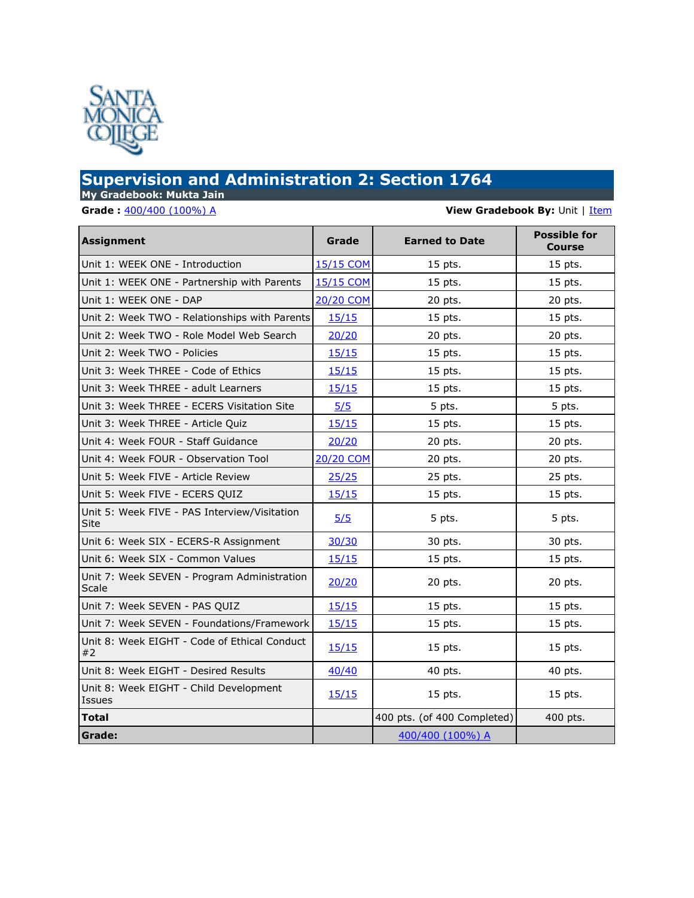SANTA MONICA COLLEGE

# Supervision and Administration 2: Section 1764

**My Gradebook: Mukta Jain**

**Grade :** 400/400 (100%) A

**View Gradebook By:** Unit | Item

| Assignment | Grade | Earned to Date | Possible for Course |
|---|---|---|---|
| Unit 1: WEEK ONE - Introduction | 15/15 COM | 15 pts. | 15 pts. |
| Unit 1: WEEK ONE - Partnership with Parents | 15/15 COM | 15 pts. | 15 pts. |
| Unit 1: WEEK ONE - DAP | 20/20 COM | 20 pts. | 20 pts. |
| Unit 2: Week TWO - Relationships with Parents | 15/15 | 15 pts. | 15 pts. |
| Unit 2: Week TWO - Role Model Web Search | 20/20 | 20 pts. | 20 pts. |
| Unit 2: Week TWO - Policies | 15/15 | 15 pts. | 15 pts. |
| Unit 3: Week THREE - Code of Ethics | 15/15 | 15 pts. | 15 pts. |
| Unit 3: Week THREE - adult Learners | 15/15 | 15 pts. | 15 pts. |
| Unit 3: Week THREE - ECERS Visitation Site | 5/5 | 5 pts. | 5 pts. |
| Unit 3: Week THREE - Article Quiz | 15/15 | 15 pts. | 15 pts. |
| Unit 4: Week FOUR - Staff Guidance | 20/20 | 20 pts. | 20 pts. |
| Unit 4: Week FOUR - Observation Tool | 20/20 COM | 20 pts. | 20 pts. |
| Unit 5: Week FIVE - Article Review | 25/25 | 25 pts. | 25 pts. |
| Unit 5: Week FIVE - ECERS QUIZ | 15/15 | 15 pts. | 15 pts. |
| Unit 5: Week FIVE - PAS Interview/Visitation Site | 5/5 | 5 pts. | 5 pts. |
| Unit 6: Week SIX - ECERS-R Assignment | 30/30 | 30 pts. | 30 pts. |
| Unit 6: Week SIX - Common Values | 15/15 | 15 pts. | 15 pts. |
| Unit 7: Week SEVEN - Program Administration Scale | 20/20 | 20 pts. | 20 pts. |
| Unit 7: Week SEVEN - PAS QUIZ | 15/15 | 15 pts. | 15 pts. |
| Unit 7: Week SEVEN - Foundations/Framework | 15/15 | 15 pts. | 15 pts. |
| Unit 8: Week EIGHT - Code of Ethical Conduct #2 | 15/15 | 15 pts. | 15 pts. |
| Unit 8: Week EIGHT - Desired Results | 40/40 | 40 pts. | 40 pts. |
| Unit 8: Week EIGHT - Child Development Issues | 15/15 | 15 pts. | 15 pts. |
| **Total** | | 400 pts. (of 400 Completed) | 400 pts. |
| **Grade:** | | 400/400 (100%) A | |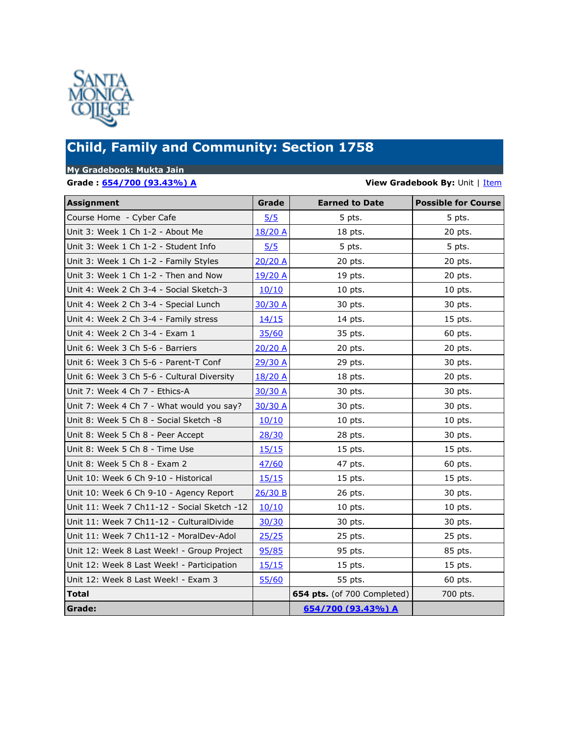SANTA MONICA COLLEGE

# Child, Family and Community: Section 1758

**My Gradebook: Mukta Jain**

**Grade : 654/700 (93.43%) A**

**View Gradebook By:** Unit | Item

| Assignment | Grade | Earned to Date | Possible for Course |
|---|---|---|---|
| Course Home - Cyber Cafe | 5/5 | 5 pts. | 5 pts. |
| Unit 3: Week 1 Ch 1-2 - About Me | 18/20 A | 18 pts. | 20 pts. |
| Unit 3: Week 1 Ch 1-2 - Student Info | 5/5 | 5 pts. | 5 pts. |
| Unit 3: Week 1 Ch 1-2 - Family Styles | 20/20 A | 20 pts. | 20 pts. |
| Unit 3: Week 1 Ch 1-2 - Then and Now | 19/20 A | 19 pts. | 20 pts. |
| Unit 4: Week 2 Ch 3-4 - Social Sketch-3 | 10/10 | 10 pts. | 10 pts. |
| Unit 4: Week 2 Ch 3-4 - Special Lunch | 30/30 A | 30 pts. | 30 pts. |
| Unit 4: Week 2 Ch 3-4 - Family stress | 14/15 | 14 pts. | 15 pts. |
| Unit 4: Week 2 Ch 3-4 - Exam 1 | 35/60 | 35 pts. | 60 pts. |
| Unit 6: Week 3 Ch 5-6 - Barriers | 20/20 A | 20 pts. | 20 pts. |
| Unit 6: Week 3 Ch 5-6 - Parent-T Conf | 29/30 A | 29 pts. | 30 pts. |
| Unit 6: Week 3 Ch 5-6 - Cultural Diversity | 18/20 A | 18 pts. | 20 pts. |
| Unit 7: Week 4 Ch 7 - Ethics-A | 30/30 A | 30 pts. | 30 pts. |
| Unit 7: Week 4 Ch 7 - What would you say? | 30/30 A | 30 pts. | 30 pts. |
| Unit 8: Week 5 Ch 8 - Social Sketch -8 | 10/10 | 10 pts. | 10 pts. |
| Unit 8: Week 5 Ch 8 - Peer Accept | 28/30 | 28 pts. | 30 pts. |
| Unit 8: Week 5 Ch 8 - Time Use | 15/15 | 15 pts. | 15 pts. |
| Unit 8: Week 5 Ch 8 - Exam 2 | 47/60 | 47 pts. | 60 pts. |
| Unit 10: Week 6 Ch 9-10 - Historical | 15/15 | 15 pts. | 15 pts. |
| Unit 10: Week 6 Ch 9-10 - Agency Report | 26/30 B | 26 pts. | 30 pts. |
| Unit 11: Week 7 Ch11-12 - Social Sketch -12 | 10/10 | 10 pts. | 10 pts. |
| Unit 11: Week 7 Ch11-12 - CulturalDivide | 30/30 | 30 pts. | 30 pts. |
| Unit 11: Week 7 Ch11-12 - MoralDev-Adol | 25/25 | 25 pts. | 25 pts. |
| Unit 12: Week 8 Last Week! - Group Project | 95/85 | 95 pts. | 85 pts. |
| Unit 12: Week 8 Last Week! - Participation | 15/15 | 15 pts. | 15 pts. |
| Unit 12: Week 8 Last Week! - Exam 3 | 55/60 | 55 pts. | 60 pts. |
| **Total** | | **654 pts.** (of 700 Completed) | 700 pts. |
| **Grade:** | | **654/700 (93.43%) A** | |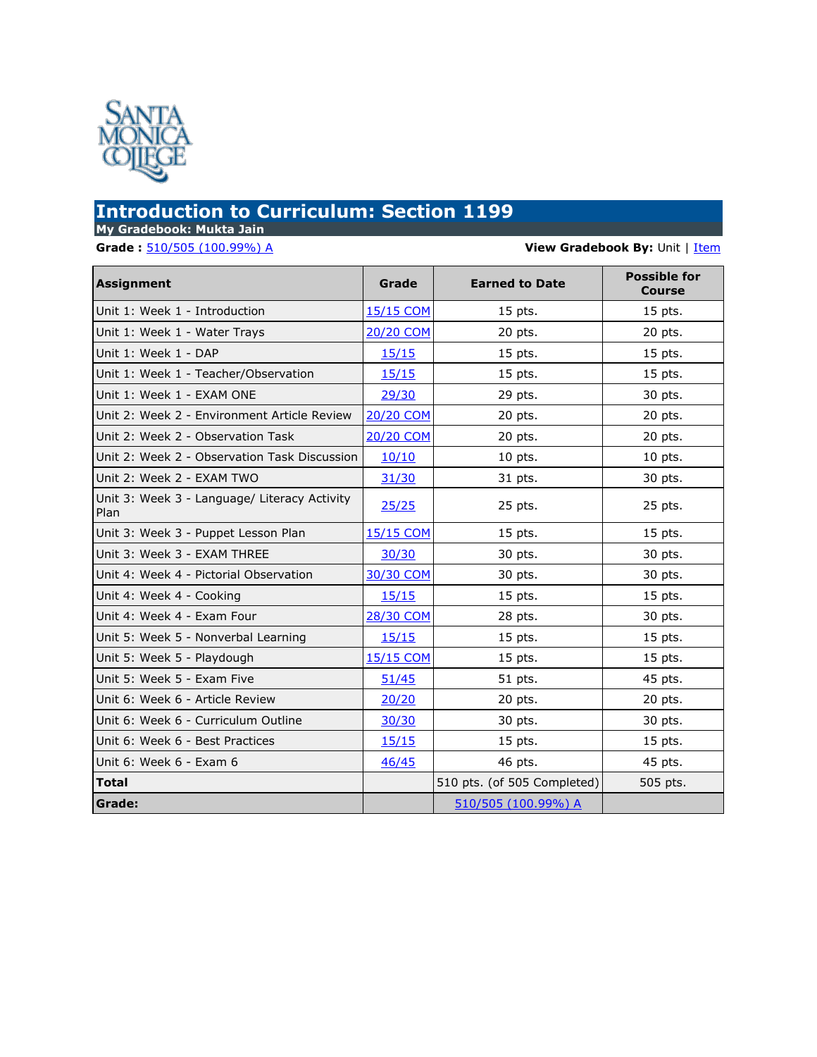# Introduction to Curriculum: Section 1199

**My Gradebook: Mukta Jain**

**Grade :** 510/505 (100.99%) A

**View Gradebook By:** Unit | Item

| Assignment | Grade | Earned to Date | Possible for Course |
|---|---|---|---|
| Unit 1: Week 1 - Introduction | 15/15 COM | 15 pts. | 15 pts. |
| Unit 1: Week 1 - Water Trays | 20/20 COM | 20 pts. | 20 pts. |
| Unit 1: Week 1 - DAP | 15/15 | 15 pts. | 15 pts. |
| Unit 1: Week 1 - Teacher/Observation | 15/15 | 15 pts. | 15 pts. |
| Unit 1: Week 1 - EXAM ONE | 29/30 | 29 pts. | 30 pts. |
| Unit 2: Week 2 - Environment Article Review | 20/20 COM | 20 pts. | 20 pts. |
| Unit 2: Week 2 - Observation Task | 20/20 COM | 20 pts. | 20 pts. |
| Unit 2: Week 2 - Observation Task Discussion | 10/10 | 10 pts. | 10 pts. |
| Unit 2: Week 2 - EXAM TWO | 31/30 | 31 pts. | 30 pts. |
| Unit 3: Week 3 - Language/ Literacy Activity Plan | 25/25 | 25 pts. | 25 pts. |
| Unit 3: Week 3 - Puppet Lesson Plan | 15/15 COM | 15 pts. | 15 pts. |
| Unit 3: Week 3 - EXAM THREE | 30/30 | 30 pts. | 30 pts. |
| Unit 4: Week 4 - Pictorial Observation | 30/30 COM | 30 pts. | 30 pts. |
| Unit 4: Week 4 - Cooking | 15/15 | 15 pts. | 15 pts. |
| Unit 4: Week 4 - Exam Four | 28/30 COM | 28 pts. | 30 pts. |
| Unit 5: Week 5 - Nonverbal Learning | 15/15 | 15 pts. | 15 pts. |
| Unit 5: Week 5 - Playdough | 15/15 COM | 15 pts. | 15 pts. |
| Unit 5: Week 5 - Exam Five | 51/45 | 51 pts. | 45 pts. |
| Unit 6: Week 6 - Article Review | 20/20 | 20 pts. | 20 pts. |
| Unit 6: Week 6 - Curriculum Outline | 30/30 | 30 pts. | 30 pts. |
| Unit 6: Week 6 - Best Practices | 15/15 | 15 pts. | 15 pts. |
| Unit 6: Week 6 - Exam 6 | 46/45 | 46 pts. | 45 pts. |
| **Total** | | 510 pts. (of 505 Completed) | 505 pts. |
| **Grade:** | | 510/505 (100.99%) A | |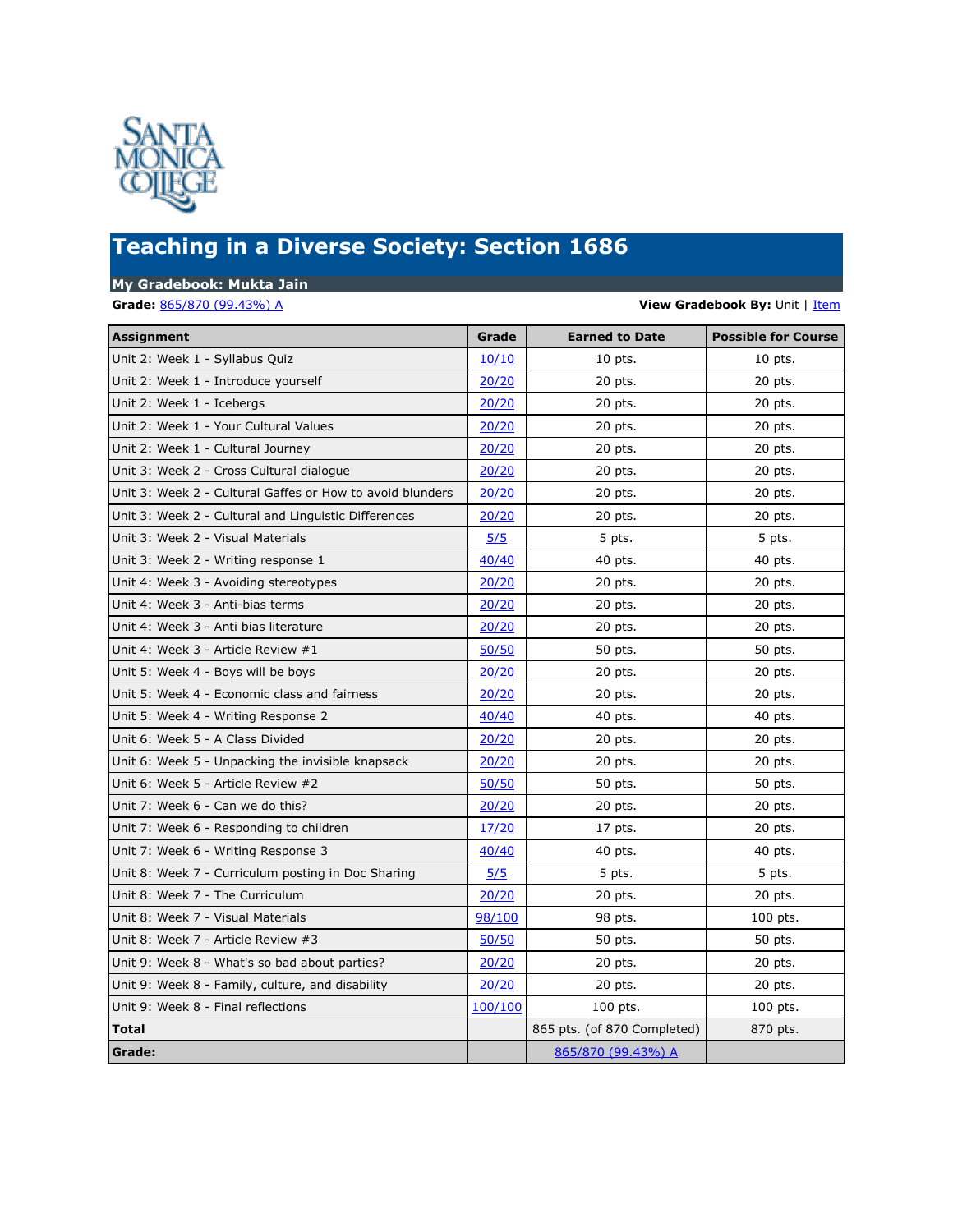Santa Monica College

# Teaching in a Diverse Society: Section 1686

## My Gradebook: Mukta Jain

**Grade:** 865/870 (99.43%) A

**View Gradebook By:** Unit | Item

| Assignment | Grade | Earned to Date | Possible for Course |
|---|---|---|---|
| Unit 2: Week 1 - Syllabus Quiz | 10/10 | 10 pts. | 10 pts. |
| Unit 2: Week 1 - Introduce yourself | 20/20 | 20 pts. | 20 pts. |
| Unit 2: Week 1 - Icebergs | 20/20 | 20 pts. | 20 pts. |
| Unit 2: Week 1 - Your Cultural Values | 20/20 | 20 pts. | 20 pts. |
| Unit 2: Week 1 - Cultural Journey | 20/20 | 20 pts. | 20 pts. |
| Unit 3: Week 2 - Cross Cultural dialogue | 20/20 | 20 pts. | 20 pts. |
| Unit 3: Week 2 - Cultural Gaffes or How to avoid blunders | 20/20 | 20 pts. | 20 pts. |
| Unit 3: Week 2 - Cultural and Linguistic Differences | 20/20 | 20 pts. | 20 pts. |
| Unit 3: Week 2 - Visual Materials | 5/5 | 5 pts. | 5 pts. |
| Unit 3: Week 2 - Writing response 1 | 40/40 | 40 pts. | 40 pts. |
| Unit 4: Week 3 - Avoiding stereotypes | 20/20 | 20 pts. | 20 pts. |
| Unit 4: Week 3 - Anti-bias terms | 20/20 | 20 pts. | 20 pts. |
| Unit 4: Week 3 - Anti bias literature | 20/20 | 20 pts. | 20 pts. |
| Unit 4: Week 3 - Article Review #1 | 50/50 | 50 pts. | 50 pts. |
| Unit 5: Week 4 - Boys will be boys | 20/20 | 20 pts. | 20 pts. |
| Unit 5: Week 4 - Economic class and fairness | 20/20 | 20 pts. | 20 pts. |
| Unit 5: Week 4 - Writing Response 2 | 40/40 | 40 pts. | 40 pts. |
| Unit 6: Week 5 - A Class Divided | 20/20 | 20 pts. | 20 pts. |
| Unit 6: Week 5 - Unpacking the invisible knapsack | 20/20 | 20 pts. | 20 pts. |
| Unit 6: Week 5 - Article Review #2 | 50/50 | 50 pts. | 50 pts. |
| Unit 7: Week 6 - Can we do this? | 20/20 | 20 pts. | 20 pts. |
| Unit 7: Week 6 - Responding to children | 17/20 | 17 pts. | 20 pts. |
| Unit 7: Week 6 - Writing Response 3 | 40/40 | 40 pts. | 40 pts. |
| Unit 8: Week 7 - Curriculum posting in Doc Sharing | 5/5 | 5 pts. | 5 pts. |
| Unit 8: Week 7 - The Curriculum | 20/20 | 20 pts. | 20 pts. |
| Unit 8: Week 7 - Visual Materials | 98/100 | 98 pts. | 100 pts. |
| Unit 8: Week 7 - Article Review #3 | 50/50 | 50 pts. | 50 pts. |
| Unit 9: Week 8 - What's so bad about parties? | 20/20 | 20 pts. | 20 pts. |
| Unit 9: Week 8 - Family, culture, and disability | 20/20 | 20 pts. | 20 pts. |
| Unit 9: Week 8 - Final reflections | 100/100 | 100 pts. | 100 pts. |
| **Total** | | 865 pts. (of 870 Completed) | 870 pts. |
| **Grade:** | | 865/870 (99.43%) A | |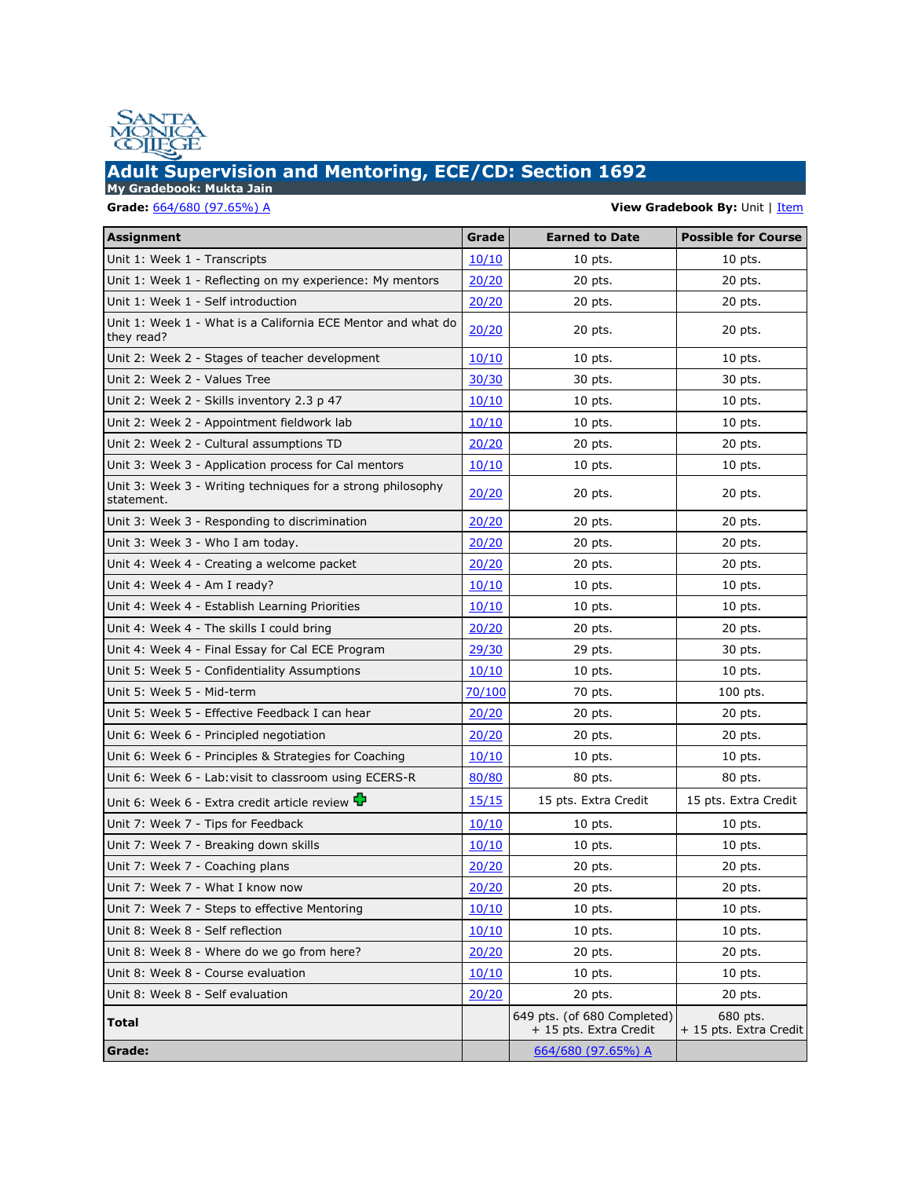SANTA MONICA COLLEGE

# Adult Supervision and Mentoring, ECE/CD: Section 1692

**My Gradebook: Mukta Jain**

**Grade:** 664/680 (97.65%) A

**View Gradebook By:** Unit | Item

| Assignment | Grade | Earned to Date | Possible for Course |
|---|---|---|---|
| Unit 1: Week 1 - Transcripts | 10/10 | 10 pts. | 10 pts. |
| Unit 1: Week 1 - Reflecting on my experience: My mentors | 20/20 | 20 pts. | 20 pts. |
| Unit 1: Week 1 - Self introduction | 20/20 | 20 pts. | 20 pts. |
| Unit 1: Week 1 - What is a California ECE Mentor and what do they read? | 20/20 | 20 pts. | 20 pts. |
| Unit 2: Week 2 - Stages of teacher development | 10/10 | 10 pts. | 10 pts. |
| Unit 2: Week 2 - Values Tree | 30/30 | 30 pts. | 30 pts. |
| Unit 2: Week 2 - Skills inventory 2.3 p 47 | 10/10 | 10 pts. | 10 pts. |
| Unit 2: Week 2 - Appointment fieldwork lab | 10/10 | 10 pts. | 10 pts. |
| Unit 2: Week 2 - Cultural assumptions TD | 20/20 | 20 pts. | 20 pts. |
| Unit 3: Week 3 - Application process for Cal mentors | 10/10 | 10 pts. | 10 pts. |
| Unit 3: Week 3 - Writing techniques for a strong philosophy statement. | 20/20 | 20 pts. | 20 pts. |
| Unit 3: Week 3 - Responding to discrimination | 20/20 | 20 pts. | 20 pts. |
| Unit 3: Week 3 - Who I am today. | 20/20 | 20 pts. | 20 pts. |
| Unit 4: Week 4 - Creating a welcome packet | 20/20 | 20 pts. | 20 pts. |
| Unit 4: Week 4 - Am I ready? | 10/10 | 10 pts. | 10 pts. |
| Unit 4: Week 4 - Establish Learning Priorities | 10/10 | 10 pts. | 10 pts. |
| Unit 4: Week 4 - The skills I could bring | 20/20 | 20 pts. | 20 pts. |
| Unit 4: Week 4 - Final Essay for Cal ECE Program | 29/30 | 29 pts. | 30 pts. |
| Unit 5: Week 5 - Confidentiality Assumptions | 10/10 | 10 pts. | 10 pts. |
| Unit 5: Week 5 - Mid-term | 70/100 | 70 pts. | 100 pts. |
| Unit 5: Week 5 - Effective Feedback I can hear | 20/20 | 20 pts. | 20 pts. |
| Unit 6: Week 6 - Principled negotiation | 20/20 | 20 pts. | 20 pts. |
| Unit 6: Week 6 - Principles & Strategies for Coaching | 10/10 | 10 pts. | 10 pts. |
| Unit 6: Week 6 - Lab:visit to classroom using ECERS-R | 80/80 | 80 pts. | 80 pts. |
| Unit 6: Week 6 - Extra credit article review | 15/15 | 15 pts. Extra Credit | 15 pts. Extra Credit |
| Unit 7: Week 7 - Tips for Feedback | 10/10 | 10 pts. | 10 pts. |
| Unit 7: Week 7 - Breaking down skills | 10/10 | 10 pts. | 10 pts. |
| Unit 7: Week 7 - Coaching plans | 20/20 | 20 pts. | 20 pts. |
| Unit 7: Week 7 - What I know now | 20/20 | 20 pts. | 20 pts. |
| Unit 7: Week 7 - Steps to effective Mentoring | 10/10 | 10 pts. | 10 pts. |
| Unit 8: Week 8 - Self reflection | 10/10 | 10 pts. | 10 pts. |
| Unit 8: Week 8 - Where do we go from here? | 20/20 | 20 pts. | 20 pts. |
| Unit 8: Week 8 - Course evaluation | 10/10 | 10 pts. | 10 pts. |
| Unit 8: Week 8 - Self evaluation | 20/20 | 20 pts. | 20 pts. |
| **Total** | | 649 pts. (of 680 Completed) + 15 pts. Extra Credit | 680 pts. + 15 pts. Extra Credit |
| **Grade:** | | 664/680 (97.65%) A | |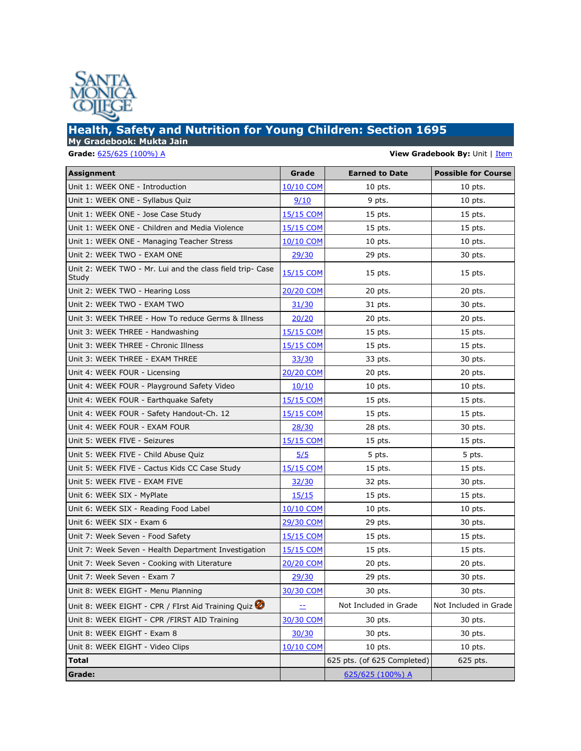SANTA MONICA COLLEGE

# Health, Safety and Nutrition for Young Children: Section 1695

**My Gradebook: Mukta Jain**

**Grade:** 625/625 (100%) A

**View Gradebook By:** Unit | Item

| Assignment | Grade | Earned to Date | Possible for Course |
|---|---|---|---|
| Unit 1: WEEK ONE - Introduction | 10/10 COM | 10 pts. | 10 pts. |
| Unit 1: WEEK ONE - Syllabus Quiz | 9/10 | 9 pts. | 10 pts. |
| Unit 1: WEEK ONE - Jose Case Study | 15/15 COM | 15 pts. | 15 pts. |
| Unit 1: WEEK ONE - Children and Media Violence | 15/15 COM | 15 pts. | 15 pts. |
| Unit 1: WEEK ONE - Managing Teacher Stress | 10/10 COM | 10 pts. | 10 pts. |
| Unit 2: WEEK TWO - EXAM ONE | 29/30 | 29 pts. | 30 pts. |
| Unit 2: WEEK TWO - Mr. Lui and the class field trip- Case Study | 15/15 COM | 15 pts. | 15 pts. |
| Unit 2: WEEK TWO - Hearing Loss | 20/20 COM | 20 pts. | 20 pts. |
| Unit 2: WEEK TWO - EXAM TWO | 31/30 | 31 pts. | 30 pts. |
| Unit 3: WEEK THREE - How To reduce Germs & Illness | 20/20 | 20 pts. | 20 pts. |
| Unit 3: WEEK THREE - Handwashing | 15/15 COM | 15 pts. | 15 pts. |
| Unit 3: WEEK THREE - Chronic Illness | 15/15 COM | 15 pts. | 15 pts. |
| Unit 3: WEEK THREE - EXAM THREE | 33/30 | 33 pts. | 30 pts. |
| Unit 4: WEEK FOUR - Licensing | 20/20 COM | 20 pts. | 20 pts. |
| Unit 4: WEEK FOUR - Playground Safety Video | 10/10 | 10 pts. | 10 pts. |
| Unit 4: WEEK FOUR - Earthquake Safety | 15/15 COM | 15 pts. | 15 pts. |
| Unit 4: WEEK FOUR - Safety Handout-Ch. 12 | 15/15 COM | 15 pts. | 15 pts. |
| Unit 4: WEEK FOUR - EXAM FOUR | 28/30 | 28 pts. | 30 pts. |
| Unit 5: WEEK FIVE - Seizures | 15/15 COM | 15 pts. | 15 pts. |
| Unit 5: WEEK FIVE - Child Abuse Quiz | 5/5 | 5 pts. | 5 pts. |
| Unit 5: WEEK FIVE - Cactus Kids CC Case Study | 15/15 COM | 15 pts. | 15 pts. |
| Unit 5: WEEK FIVE - EXAM FIVE | 32/30 | 32 pts. | 30 pts. |
| Unit 6: WEEK SIX - MyPlate | 15/15 | 15 pts. | 15 pts. |
| Unit 6: WEEK SIX - Reading Food Label | 10/10 COM | 10 pts. | 10 pts. |
| Unit 6: WEEK SIX - Exam 6 | 29/30 COM | 29 pts. | 30 pts. |
| Unit 7: Week Seven - Food Safety | 15/15 COM | 15 pts. | 15 pts. |
| Unit 7: Week Seven - Health Department Investigation | 15/15 COM | 15 pts. | 15 pts. |
| Unit 7: Week Seven - Cooking with Literature | 20/20 COM | 20 pts. | 20 pts. |
| Unit 7: Week Seven - Exam 7 | 29/30 | 29 pts. | 30 pts. |
| Unit 8: WEEK EIGHT - Menu Planning | 30/30 COM | 30 pts. | 30 pts. |
| Unit 8: WEEK EIGHT - CPR / FIrst Aid Training Quiz | -- | Not Included in Grade | Not Included in Grade |
| Unit 8: WEEK EIGHT - CPR /FIRST AID Training | 30/30 COM | 30 pts. | 30 pts. |
| Unit 8: WEEK EIGHT - Exam 8 | 30/30 | 30 pts. | 30 pts. |
| Unit 8: WEEK EIGHT - Video Clips | 10/10 COM | 10 pts. | 10 pts. |
| **Total** | | 625 pts. (of 625 Completed) | 625 pts. |
| **Grade:** | | 625/625 (100%) A | |